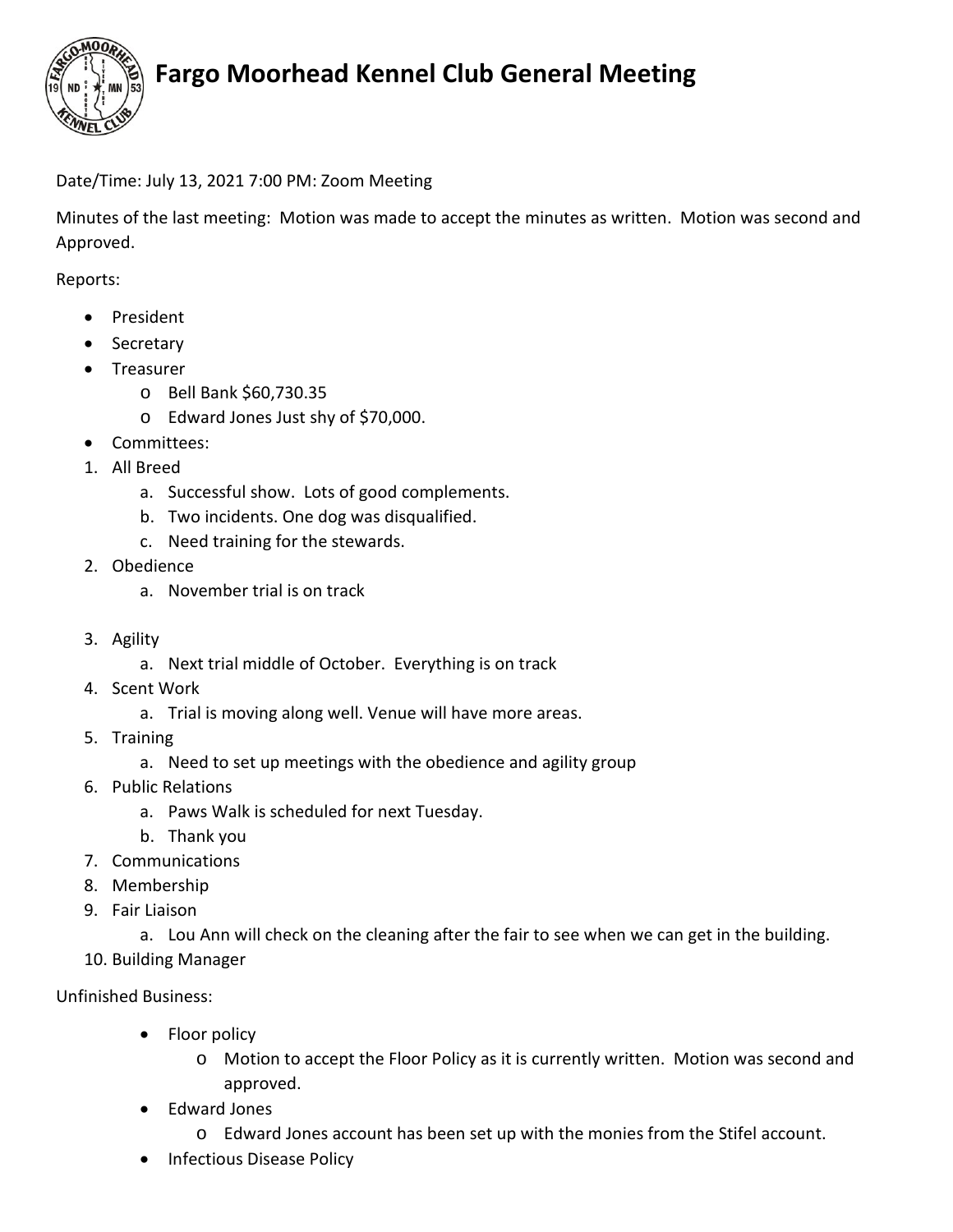# Fargo Moorhead Kennel Club General Meeting

Date/Time: July 13, 2021 7:00 PM: Zoom Meeting

Minutes of the last meeting: Motion was made to accept the minutes as written. Motion was second and Approved.

Reports:

- President
- Secretary
- Treasurer
    - Bell Bank $60,730.35
    - Edward Jones Just shy of $70,000.
- Committees:

1. All Breed
    a. Successful show. Lots of good complements.
    b. Two incidents. One dog was disqualified.
    c. Need training for the stewards.
2. Obedience
    a. November trial is on track
3. Agility
    a. Next trial middle of October. Everything is on track
4. Scent Work
    a. Trial is moving along well. Venue will have more areas.
5. Training
    a. Need to set up meetings with the obedience and agility group
6. Public Relations
    a. Paws Walk is scheduled for next Tuesday.
    b. Thank you
7. Communications
8. Membership
9. Fair Liaison
    a. Lou Ann will check on the cleaning after the fair to see when we can get in the building.
10. Building Manager

Unfinished Business:

- Floor policy
    - Motion to accept the Floor Policy as it is currently written. Motion was second and approved.
- Edward Jones
    - Edward Jones account has been set up with the monies from the Stifel account.
- Infectious Disease Policy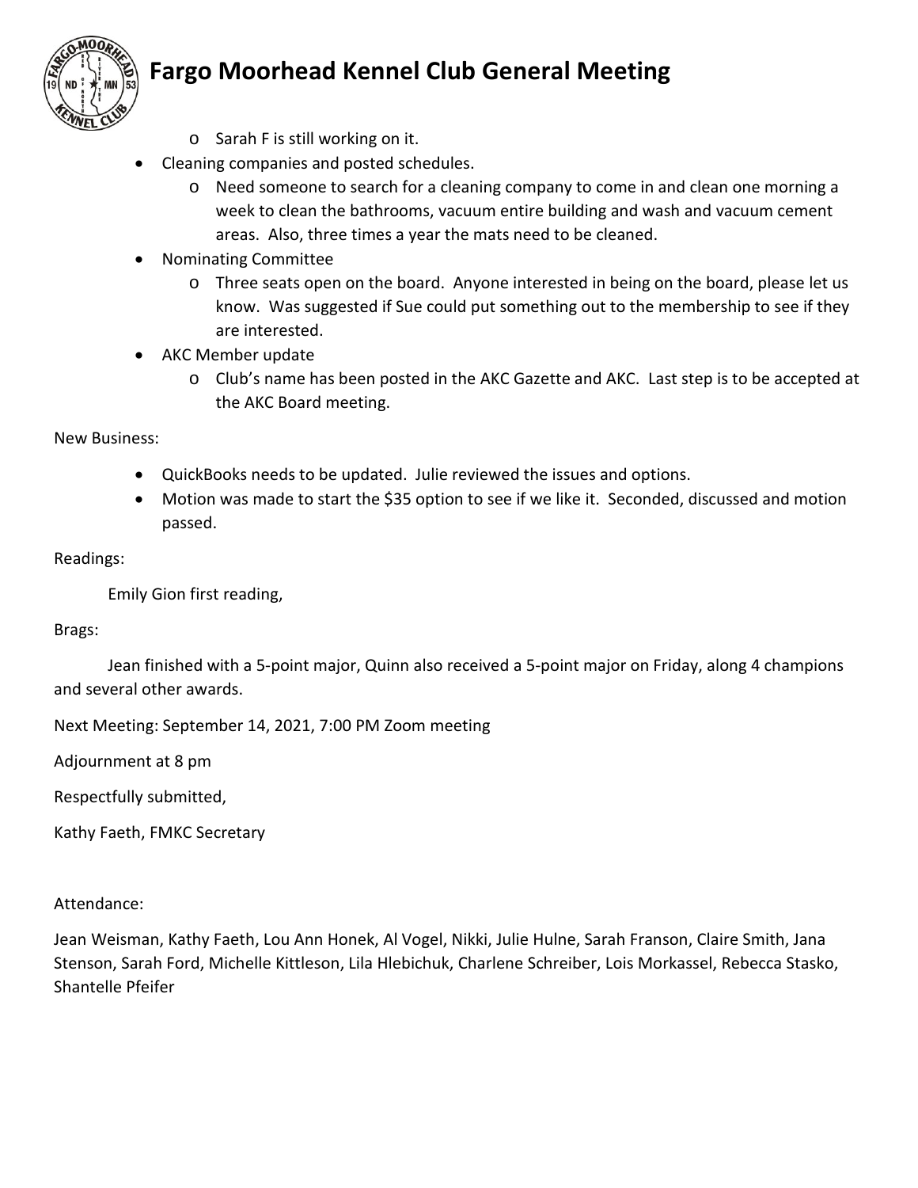- Sarah F is still working on it.
- Cleaning companies and posted schedules.
  - Need someone to search for a cleaning company to come in and clean one morning a week to clean the bathrooms, vacuum entire building and wash and vacuum cement areas. Also, three times a year the mats need to be cleaned.
- Nominating Committee
  - Three seats open on the board. Anyone interested in being on the board, please let us know. Was suggested if Sue could put something out to the membership to see if they are interested.
- AKC Member update
  - Club's name has been posted in the AKC Gazette and AKC. Last step is to be accepted at the AKC Board meeting.

New Business:

- QuickBooks needs to be updated. Julie reviewed the issues and options.
- Motion was made to start the $35 option to see if we like it. Seconded, discussed and motion passed.

Readings:

Emily Gion first reading,

Brags:

Jean finished with a 5-point major, Quinn also received a 5-point major on Friday, along 4 champions and several other awards.

Next Meeting: September 14, 2021, 7:00 PM Zoom meeting

Adjournment at 8 pm

Respectfully submitted,

Kathy Faeth, FMKC Secretary

Attendance:

Jean Weisman, Kathy Faeth, Lou Ann Honek, Al Vogel, Nikki, Julie Hulne, Sarah Franson, Claire Smith, Jana Stenson, Sarah Ford, Michelle Kittleson, Lila Hlebichuk, Charlene Schreiber, Lois Morkassel, Rebecca Stasko, Shantelle Pfeifer